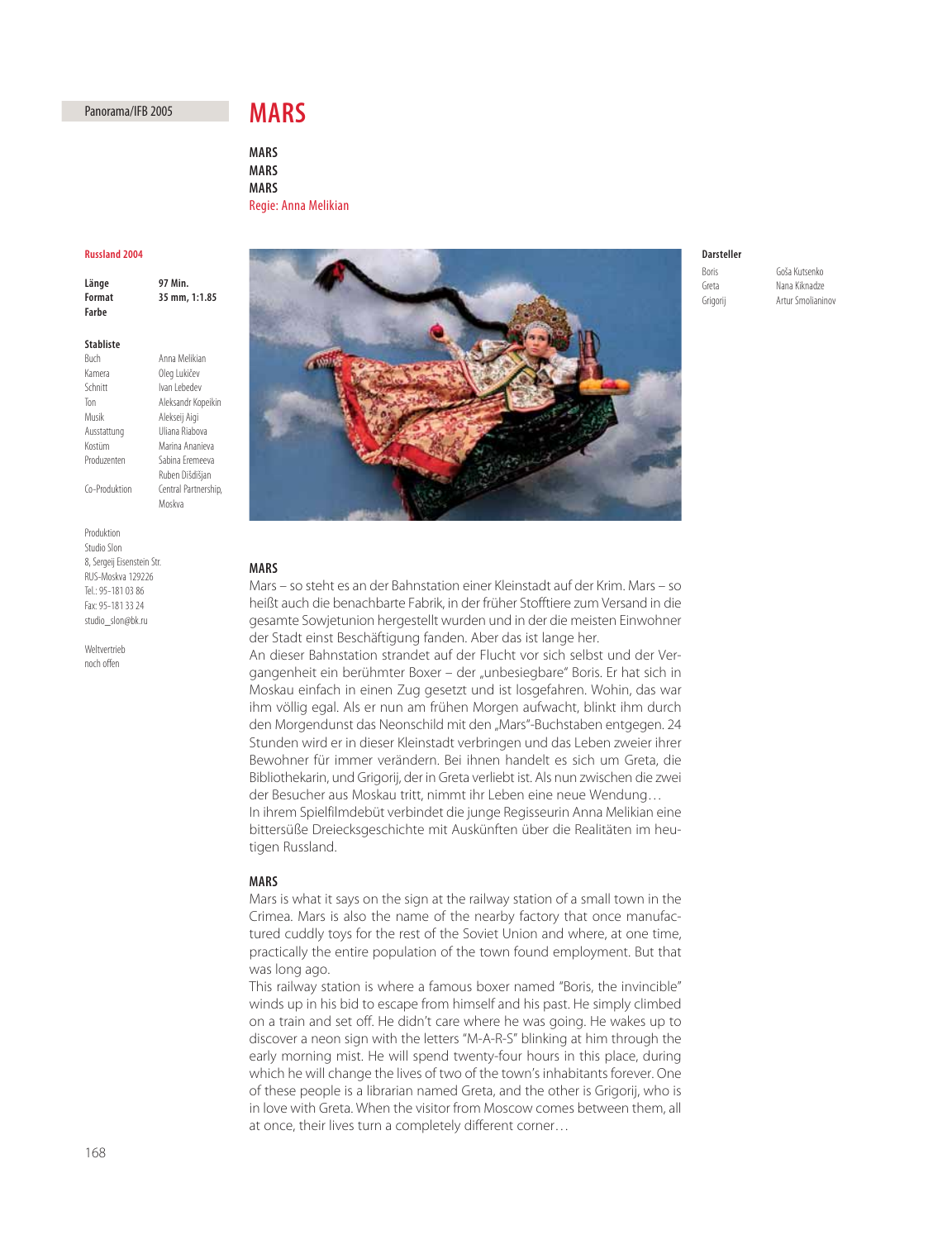Panorama/IFB 2005

# MARS

**MARS**
**MARS**
**MARS**
Regie: Anna Melikian

**Russland 2004**

| | |
|---|---|
| **Länge** | **97 Min.** |
| **Format** | **35 mm, 1:1.85** |
| **Farbe** | |

**Stabliste**

| | |
|---|---|
| Buch | Anna Melikian |
| Kamera | Oleg Lukičev |
| Schnitt | Ivan Lebedev |
| Ton | Aleksandr Kopeikin |
| Musik | Alekseij Aigi |
| Ausstattung | Uliana Riabova |
| Kostüm | Marina Ananieva |
| Produzenten | Sabina Eremeeva |
| | Ruben Dišdišjan |
| Co-Produktion | Central Partnership, Moskva |

Produktion
Studio Slon
8, Sergeij Eisenstein Str.
RUS-Moskva 129226
Tel.: 95-181 03 86
Fax: 95-181 33 24
studio_slon@bk.ru

Weltvertrieb
noch offen

**Darsteller**

| | |
|---|---|
| Boris | Goša Kutsenko |
| Greta | Nana Kiknadze |
| Grigorij | Artur Smolianinov |

### MARS

Mars – so steht es an der Bahnstation einer Kleinstadt auf der Krim. Mars – so heißt auch die benachbarte Fabrik, in der früher Stofftiere zum Versand in die gesamte Sowjetunion hergestellt wurden und in der die meisten Einwohner der Stadt einst Beschäftigung fanden. Aber das ist lange her.

An dieser Bahnstation strandet auf der Flucht vor sich selbst und der Vergangenheit ein berühmter Boxer – der „unbesiegbare" Boris. Er hat sich in Moskau einfach in einen Zug gesetzt und ist losgefahren. Wohin, das war ihm völlig egal. Als er nun am frühen Morgen aufwacht, blinkt ihm durch den Morgendunst das Neonschild mit den „Mars"-Buchstaben entgegen. 24 Stunden wird er in dieser Kleinstadt verbringen und das Leben zweier ihrer Bewohner für immer verändern. Bei ihnen handelt es sich um Greta, die Bibliothekarin, und Grigorij, der in Greta verliebt ist. Als nun zwischen die zwei der Besucher aus Moskau tritt, nimmt ihr Leben eine neue Wendung…

In ihrem Spielfilmdebüt verbindet die junge Regisseurin Anna Melikian eine bittersüße Dreiecksgeschichte mit Auskünften über die Realitäten im heutigen Russland.

### MARS

Mars is what it says on the sign at the railway station of a small town in the Crimea. Mars is also the name of the nearby factory that once manufactured cuddly toys for the rest of the Soviet Union and where, at one time, practically the entire population of the town found employment. But that was long ago.

This railway station is where a famous boxer named "Boris, the invincible" winds up in his bid to escape from himself and his past. He simply climbed on a train and set off. He didn't care where he was going. He wakes up to discover a neon sign with the letters "M-A-R-S" blinking at him through the early morning mist. He will spend twenty-four hours in this place, during which he will change the lives of two of the town's inhabitants forever. One of these people is a librarian named Greta, and the other is Grigorij, who is in love with Greta. When the visitor from Moscow comes between them, all at once, their lives turn a completely different corner…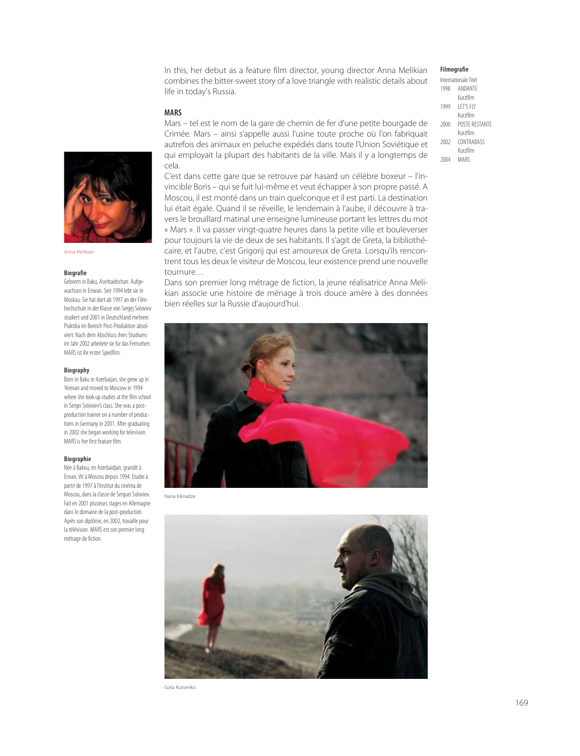In this, her debut as a feature film director, young director Anna Melikian combines the bitter-sweet story of a love triangle with realistic details about life in today's Russia.

## MARS

Mars – tel est le nom de la gare de chemin de fer d'une petite bourgade de Crimée. Mars – ainsi s'appelle aussi l'usine toute proche où l'on fabriquait autrefois des animaux en peluche expédiés dans toute l'Union Soviétique et qui employait la plupart des habitants de la ville. Mais il y a longtemps de cela.

C'est dans cette gare que se retrouve par hasard un célèbre boxeur – l'invincible Boris – qui se fuit lui-même et veut échapper à son propre passé. A Moscou, il est monté dans un train quelconque et il est parti. La destination lui était égale. Quand il se réveille, le lendemain à l'aube, il découvre à travers le brouillard matinal une enseigne lumineuse portant les lettres du mot « Mars ». Il va passer vingt-quatre heures dans la petite ville et bouleverser pour toujours la vie de deux de ses habitants. Il s'agit de Greta, la bibliothécaire, et l'autre, c'est Grigorij qui est amoureux de Greta. Lorsqu'ils rencontrent tous les deux le visiteur de Moscou, leur existence prend une nouvelle tournure…

Dans son premier long métrage de fiction, la jeune réalisatrice Anna Melikian associe une histoire de ménage à trois douce amère à des données bien réelles sur la Russie d'aujourd'hui.

Nana Kiknadze

Goša Kutsenko

Anna Melikian

### Biografie

Geboren in Baku, Aserbaidschan. Aufgewachsen in Eriwan. Seit 1994 lebt sie in Moskau. Sie hat dort ab 1997 an der Filmhochschule in der Klasse von Sergej Soloviev studiert und 2001 in Deutschland mehrere Praktika im Bereich Post-Produktion absolviert. Nach dem Abschluss ihres Studiums im Jahr 2002 arbeitete sie für das Fernsehen. MARS ist ihr erster Spielfilm.

### Biography

Born in Baku in Azerbaijan, she grew up in Yerevan and moved to Moscow in 1994 where she took up studies at the film school in Sergei Soloviev's class. She was a post-production trainee on a number of productions in Germany in 2001. After graduating in 2002 she began working for television. MARS is her first feature film.

### Biographie

Née à Bakou, en Azerbaïdjan, grandit à Erivan. Vit à Moscou depuis 1994. Etudie à partir de 1997 à l'institut du cinéma de Moscou, dans la classe de Sergueï Soloviev. Fait en 2001 plusieurs stages en Allemagne dans le domaine de la post-production. Après son diplôme, en 2002, travaille pour la télévision. MARS est son premier long métrage de fiction.

### Filmografie

Internationale Titel

| | |
|---|---|
| 1998 | ANDANTE<br>Kurzfilm |
| 1999 | LET'S FLY<br>Kurzfilm |
| 2000 | POSTE RESTANTE<br>Kurzfilm |
| 2002 | CONTRABASS<br>Kurzfilm |
| 2004 | MARS |